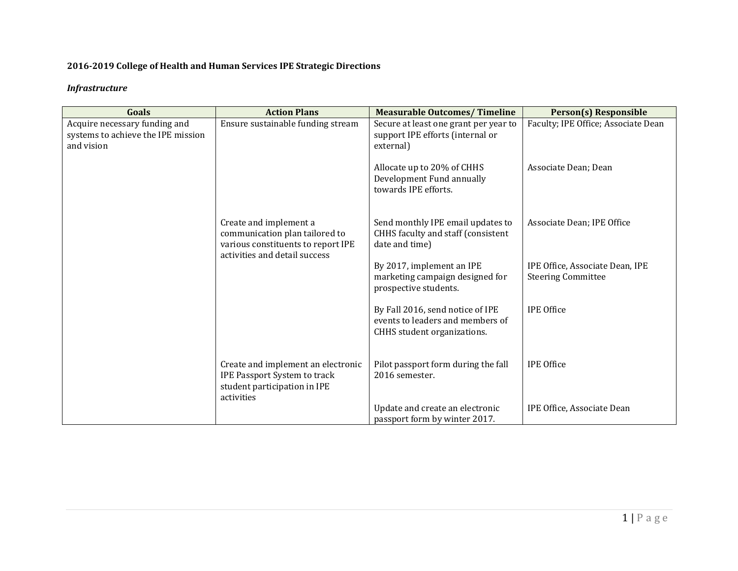**2016-2019 College of Health and Human Services IPE Strategic Directions**

***Infrastructure***

| Goals | Action Plans | Measurable Outcomes/ Timeline | Person(s) Responsible |
|---|---|---|---|
| Acquire necessary funding and systems to achieve the IPE mission and vision | Ensure sustainable funding stream | Secure at least one grant per year to support IPE efforts (internal or external) | Faculty; IPE Office; Associate Dean |
| | | Allocate up to 20% of CHHS Development Fund annually towards IPE efforts. | Associate Dean; Dean |
| | Create and implement a communication plan tailored to various constituents to report IPE activities and detail success | Send monthly IPE email updates to CHHS faculty and staff (consistent date and time) | Associate Dean; IPE Office |
| | | By 2017, implement an IPE marketing campaign designed for prospective students. | IPE Office, Associate Dean, IPE Steering Committee |
| | | By Fall 2016, send notice of IPE events to leaders and members of CHHS student organizations. | IPE Office |
| | Create and implement an electronic IPE Passport System to track student participation in IPE activities | Pilot passport form during the fall 2016 semester. | IPE Office |
| | | Update and create an electronic passport form by winter 2017. | IPE Office, Associate Dean |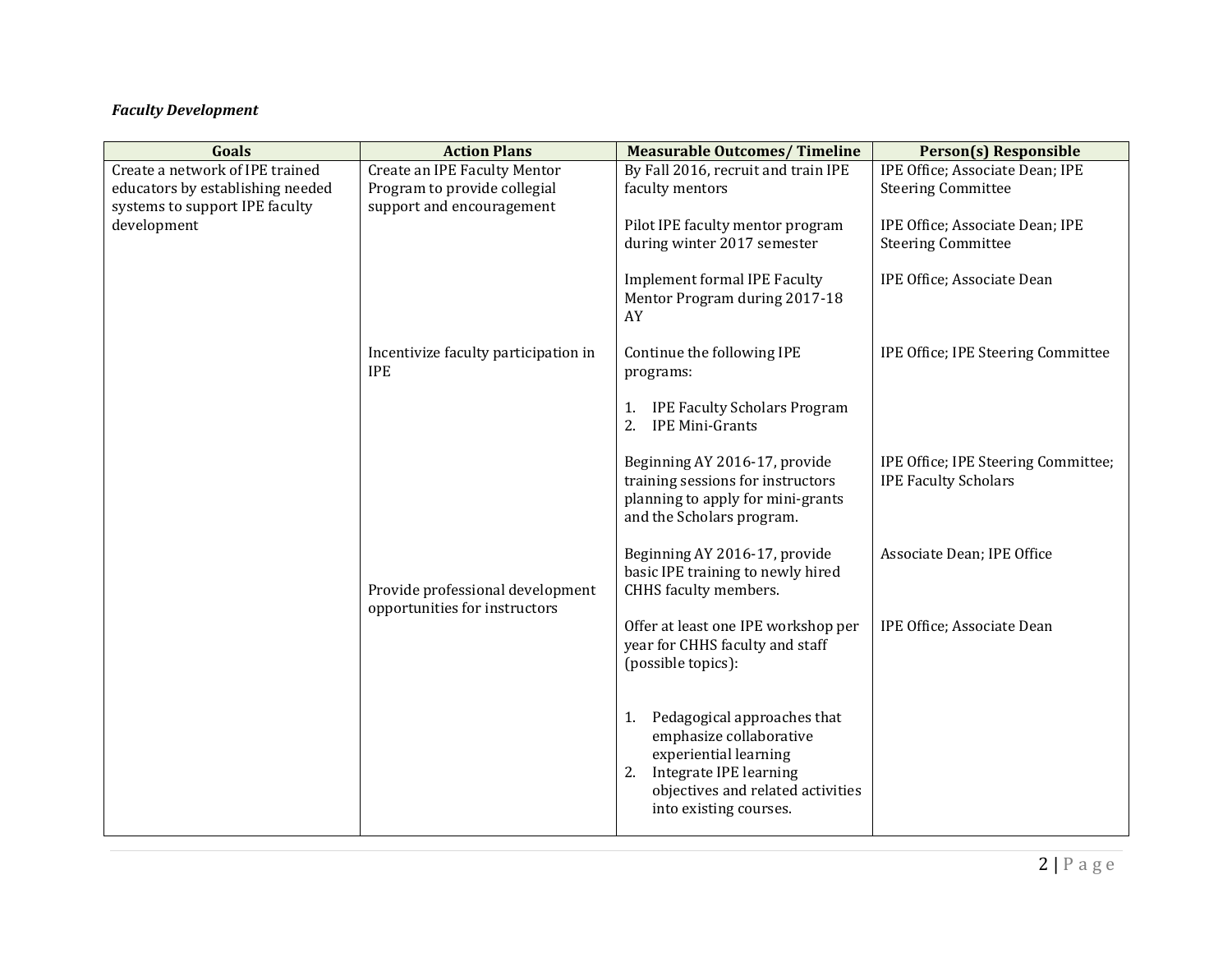***Faculty Development***

| Goals | Action Plans | Measurable Outcomes/ Timeline | Person(s) Responsible |
|---|---|---|---|
| Create a network of IPE trained educators by establishing needed systems to support IPE faculty development | Create an IPE Faculty Mentor Program to provide collegial support and encouragement | By Fall 2016, recruit and train IPE faculty mentors | IPE Office; Associate Dean; IPE Steering Committee |
| | | Pilot IPE faculty mentor program during winter 2017 semester | IPE Office; Associate Dean; IPE Steering Committee |
| | | Implement formal IPE Faculty Mentor Program during 2017-18 AY | IPE Office; Associate Dean |
| | Incentivize faculty participation in IPE | Continue the following IPE programs:<br><br>1. IPE Faculty Scholars Program<br>2. IPE Mini-Grants | IPE Office; IPE Steering Committee |
| | | Beginning AY 2016-17, provide training sessions for instructors planning to apply for mini-grants and the Scholars program. | IPE Office; IPE Steering Committee; IPE Faculty Scholars |
| | Provide professional development opportunities for instructors | Beginning AY 2016-17, provide basic IPE training to newly hired CHHS faculty members. | Associate Dean; IPE Office |
| | | Offer at least one IPE workshop per year for CHHS faculty and staff (possible topics):<br><br>1. Pedagogical approaches that emphasize collaborative experiential learning<br>2. Integrate IPE learning objectives and related activities into existing courses. | IPE Office; Associate Dean |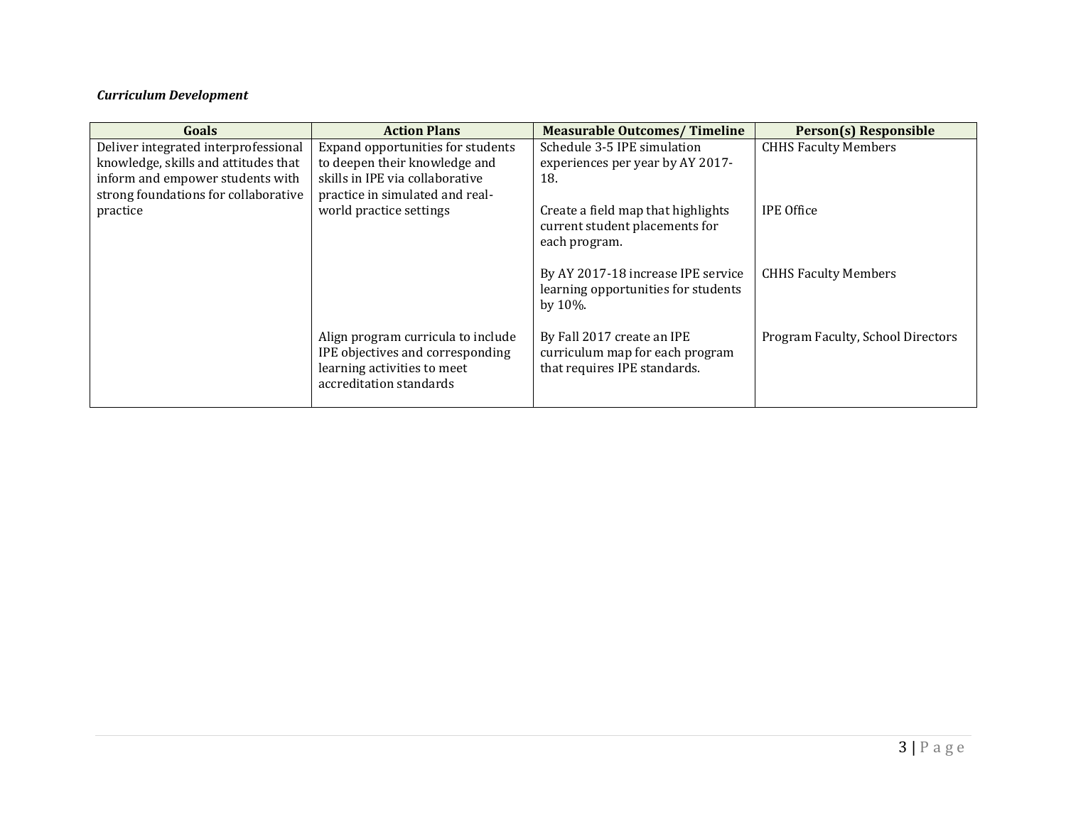***Curriculum Development***

| Goals | Action Plans | Measurable Outcomes/ Timeline | Person(s) Responsible |
|---|---|---|---|
| Deliver integrated interprofessional knowledge, skills and attitudes that inform and empower students with strong foundations for collaborative practice | Expand opportunities for students to deepen their knowledge and skills in IPE via collaborative practice in simulated and real-world practice settings | Schedule 3-5 IPE simulation experiences per year by AY 2017-18. | CHHS Faculty Members |
| | | Create a field map that highlights current student placements for each program. | IPE Office |
| | | By AY 2017-18 increase IPE service learning opportunities for students by 10%. | CHHS Faculty Members |
| | Align program curricula to include IPE objectives and corresponding learning activities to meet accreditation standards | By Fall 2017 create an IPE curriculum map for each program that requires IPE standards. | Program Faculty, School Directors |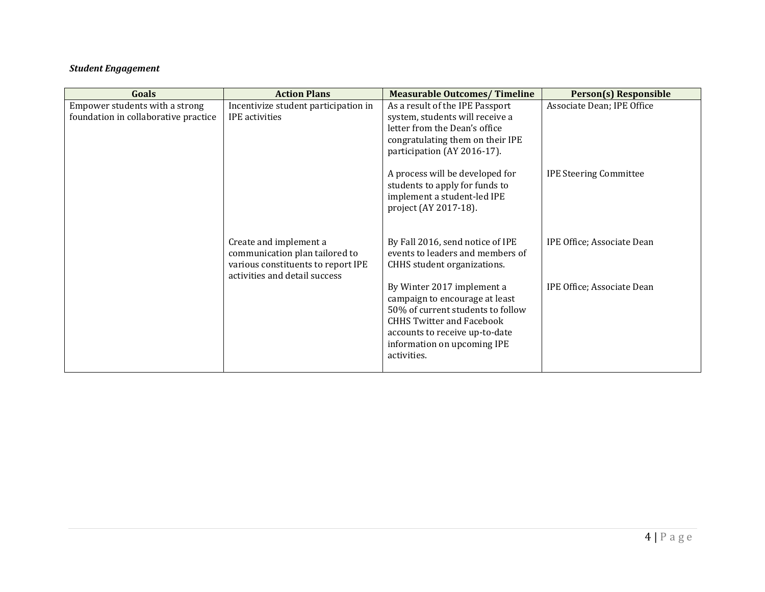***Student Engagement***

| Goals | Action Plans | Measurable Outcomes/ Timeline | Person(s) Responsible |
|---|---|---|---|
| Empower students with a strong foundation in collaborative practice | Incentivize student participation in IPE activities | As a result of the IPE Passport system, students will receive a letter from the Dean's office congratulating them on their IPE participation (AY 2016-17). | Associate Dean; IPE Office |
| | | A process will be developed for students to apply for funds to implement a student-led IPE project (AY 2017-18). | IPE Steering Committee |
| | Create and implement a communication plan tailored to various constituents to report IPE activities and detail success | By Fall 2016, send notice of IPE events to leaders and members of CHHS student organizations. | IPE Office; Associate Dean |
| | | By Winter 2017 implement a campaign to encourage at least 50% of current students to follow CHHS Twitter and Facebook accounts to receive up-to-date information on upcoming IPE activities. | IPE Office; Associate Dean |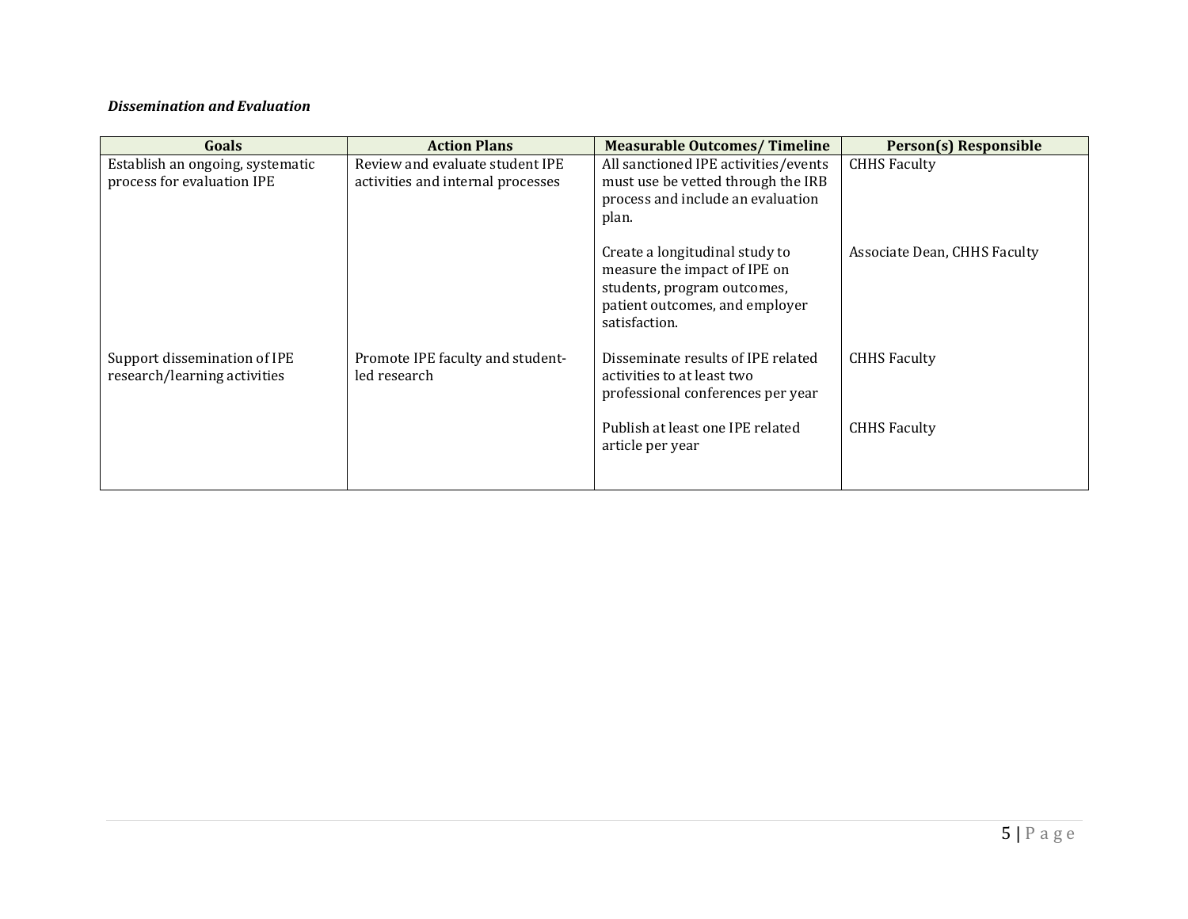***Dissemination and Evaluation***

| Goals | Action Plans | Measurable Outcomes/ Timeline | Person(s) Responsible |
|---|---|---|---|
| Establish an ongoing, systematic process for evaluation IPE | Review and evaluate student IPE activities and internal processes | All sanctioned IPE activities/events must use be vetted through the IRB process and include an evaluation plan. | CHHS Faculty |
| | | Create a longitudinal study to measure the impact of IPE on students, program outcomes, patient outcomes, and employer satisfaction. | Associate Dean, CHHS Faculty |
| Support dissemination of IPE research/learning activities | Promote IPE faculty and student-led research | Disseminate results of IPE related activities to at least two professional conferences per year | CHHS Faculty |
| | | Publish at least one IPE related article per year | CHHS Faculty |